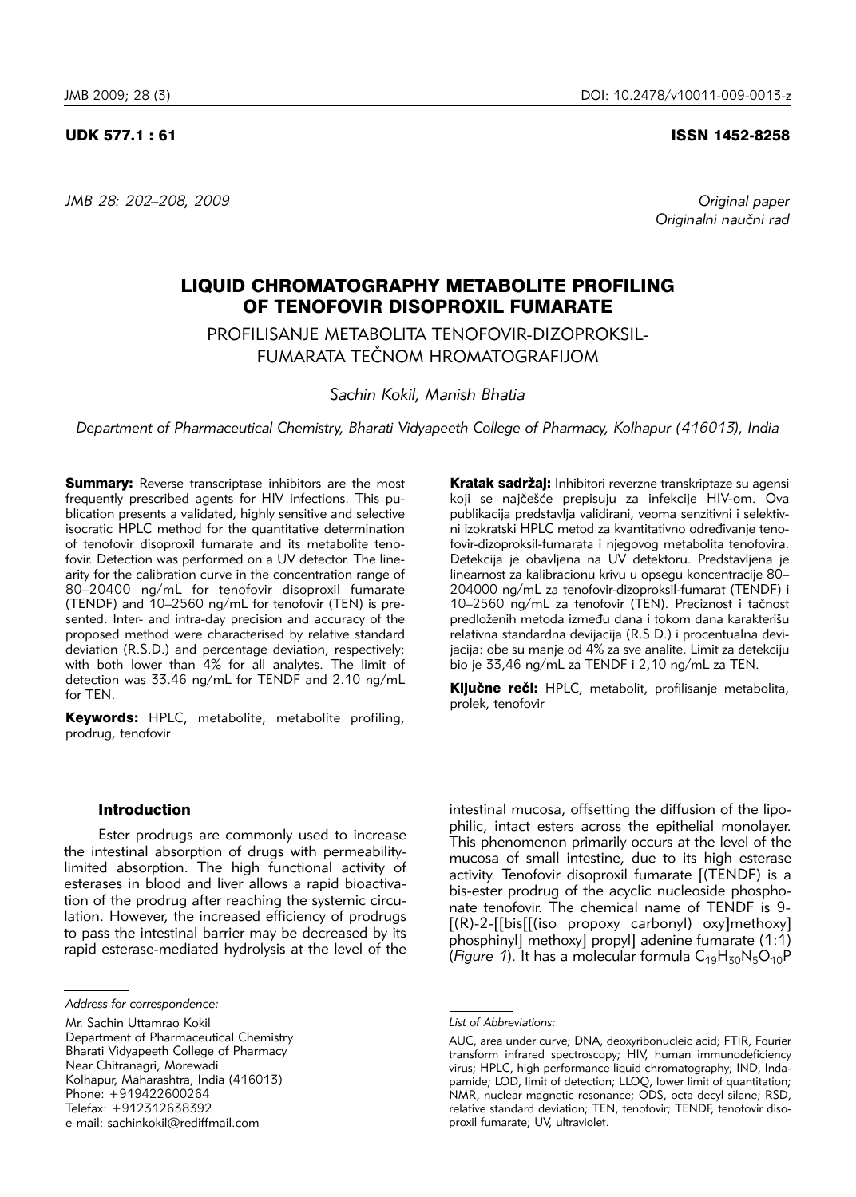UDK 577.1 : 61

ISSN 1452-8258

*Original paper*
*Originalni naučni rad*

# LIQUID CHROMATOGRAPHY METABOLITE PROFILING OF TENOFOVIR DISOPROXIL FUMARATE

## PROFILISANJE METABOLITA TENOFOVIR-DIZOPROKSIL-FUMARATA TEČNOM HROMATOGRAFIJOM

*Sachin Kokil, Manish Bhatia*

*Department of Pharmaceutical Chemistry, Bharati Vidyapeeth College of Pharmacy, Kolhapur (416013), India*

**Summary:** Reverse transcriptase inhibitors are the most frequently prescribed agents for HIV infections. This publication presents a validated, highly sensitive and selective isocratic HPLC method for the quantitative determination of tenofovir disoproxil fumarate and its metabolite tenofovir. Detection was performed on a UV detector. The linearity for the calibration curve in the concentration range of 80–20400 ng/mL for tenofovir disoproxil fumarate (TENDF) and 10–2560 ng/mL for tenofovir (TEN) is presented. Inter- and intra-day precision and accuracy of the proposed method were characterised by relative standard deviation (R.S.D.) and percentage deviation, respectively: with both lower than 4% for all analytes. The limit of detection was 33.46 ng/mL for TENDF and 2.10 ng/mL for TEN.

**Keywords:** HPLC, metabolite, metabolite profiling, prodrug, tenofovir

**Kratak sadržaj:** Inhibitori reverzne transkriptaze su agensi koji se najčešće prepisuju za infekcije HIV-om. Ova publikacija predstavlja validirani, veoma senzitivni i selektivni izokratski HPLC metod za kvantitativno određivanje tenofovir-dizoproksil-fumarata i njegovog metabolita tenofovira. Detekcija je obavljena na UV detektoru. Predstavljena je linearnost za kalibracionu krivu u opsegu koncentracije 80–204000 ng/mL za tenofovir-dizoproksil-fumarat (TENDF) i 10–2560 ng/mL za tenofovir (TEN). Preciznost i tačnost predloženih metoda između dana i tokom dana karakterišu relativna standardna devijacija (R.S.D.) i procentualna devijacija: obe su manje od 4% za sve analite. Limit za detekciju bio je 33,46 ng/mL za TENDF i 2,10 ng/mL za TEN.

**Ključne reči:** HPLC, metabolit, profilisanje metabolita, prolek, tenofovir

### Introduction

Ester prodrugs are commonly used to increase the intestinal absorption of drugs with permeability-limited absorption. The high functional activity of esterases in blood and liver allows a rapid bioactivation of the prodrug after reaching the systemic circulation. However, the increased efficiency of prodrugs to pass the intestinal barrier may be decreased by its rapid esterase-mediated hydrolysis at the level of the intestinal mucosa, offsetting the diffusion of the lipophilic, intact esters across the epithelial monolayer. This phenomenon primarily occurs at the level of the mucosa of small intestine, due to its high esterase activity. Tenofovir disoproxil fumarate [(TENDF) is a bis-ester prodrug of the acyclic nucleoside phosphonate tenofovir. The chemical name of TENDF is 9-[(R)-2-[[bis[[(iso propoxy carbonyl) oxy]methoxy] phosphinyl] methoxy] propyl] adenine fumarate (1:1) (*Figure 1*). It has a molecular formula $C_{19}H_{30}N_5O_{10}P$

---

*Address for correspondence:*

Mr. Sachin Uttamrao Kokil
Department of Pharmaceutical Chemistry
Bharati Vidyapeeth College of Pharmacy
Near Chitranagri, Morewadi
Kolhapur, Maharashtra, India (416013)
Phone: +919422600264
Telefax: +912312638392
e-mail: sachinkokil@rediffmail.com

*List of Abbreviations:*

AUC, area under curve; DNA, deoxyribonucleic acid; FTIR, Fourier transform infrared spectroscopy; HIV, human immunodeficiency virus; HPLC, high performance liquid chromatography; IND, Indapamide; LOD, limit of detection; LLOQ, lower limit of quantitation; NMR, nuclear magnetic resonance; ODS, octa decyl silane; RSD, relative standard deviation; TEN, tenofovir; TENDF, tenofovir disoproxil fumarate; UV, ultraviolet.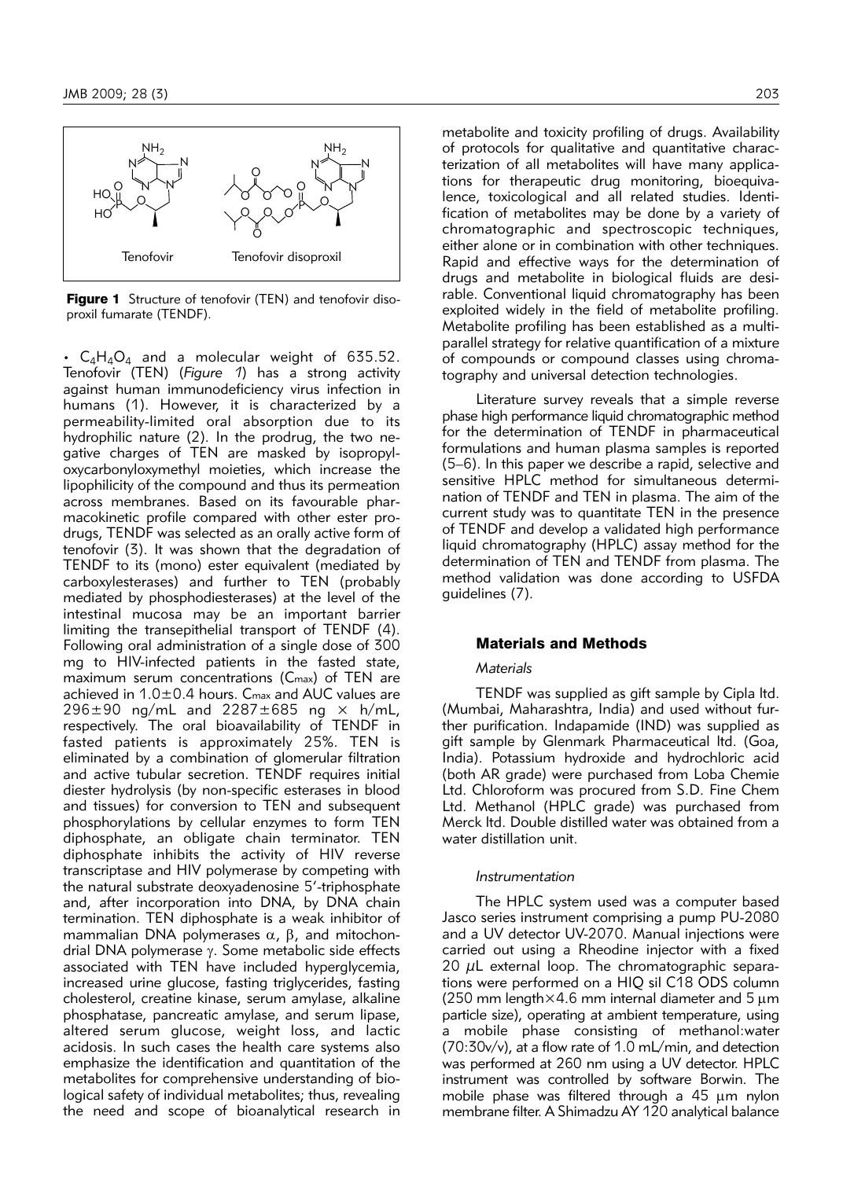Tenofovir

Tenofovir disoproxil

**Figure 1** Structure of tenofovir (TEN) and tenofovir disoproxil fumarate (TENDF).

• $C_4H_4O_4$ and a molecular weight of 635.52. Tenofovir (TEN) (*Figure 1*) has a strong activity against human immunodeficiency virus infection in humans (1). However, it is characterized by a permeability-limited oral absorption due to its hydrophilic nature (2). In the prodrug, the two negative charges of TEN are masked by isopropyloxycarbonyloxymethyl moieties, which increase the lipophilicity of the compound and thus its permeation across membranes. Based on its favourable pharmacokinetic profile compared with other ester prodrugs, TENDF was selected as an orally active form of tenofovir (3). It was shown that the degradation of TENDF to its (mono) ester equivalent (mediated by carboxylesterases) and further to TEN (probably mediated by phosphodiesterases) at the level of the intestinal mucosa may be an important barrier limiting the transepithelial transport of TENDF (4). Following oral administration of a single dose of 300 mg to HIV-infected patients in the fasted state, maximum serum concentrations ($C_{max}$) of TEN are achieved in 1.0±0.4 hours. $C_{max}$ and AUC values are 296±90 ng/mL and 2287±685 ng × h/mL, respectively. The oral bioavailability of TENDF in fasted patients is approximately 25%. TEN is eliminated by a combination of glomerular filtration and active tubular secretion. TENDF requires initial diester hydrolysis (by non-specific esterases in blood and tissues) for conversion to TEN and subsequent phosphorylations by cellular enzymes to form TEN diphosphate, an obligate chain terminator. TEN diphosphate inhibits the activity of HIV reverse transcriptase and HIV polymerase by competing with the natural substrate deoxyadenosine 5'-triphosphate and, after incorporation into DNA, by DNA chain termination. TEN diphosphate is a weak inhibitor of mammalian DNA polymerases α, β, and mitochondrial DNA polymerase γ. Some metabolic side effects associated with TEN have included hyperglycemia, increased urine glucose, fasting triglycerides, fasting cholesterol, creatine kinase, serum amylase, alkaline phosphatase, pancreatic amylase, and serum lipase, altered serum glucose, weight loss, and lactic acidosis. In such cases the health care systems also emphasize the identification and quantitation of the metabolites for comprehensive understanding of biological safety of individual metabolites; thus, revealing the need and scope of bioanalytical research in metabolite and toxicity profiling of drugs. Availability of protocols for qualitative and quantitative characterization of all metabolites will have many applications for therapeutic drug monitoring, bioequivalence, toxicological and all related studies. Identification of metabolites may be done by a variety of chromatographic and spectroscopic techniques, either alone or in combination with other techniques. Rapid and effective ways for the determination of drugs and metabolite in biological fluids are desirable. Conventional liquid chromatography has been exploited widely in the field of metabolite profiling. Metabolite profiling has been established as a multiparallel strategy for relative quantification of a mixture of compounds or compound classes using chromatography and universal detection technologies.

Literature survey reveals that a simple reverse phase high performance liquid chromatographic method for the determination of TENDF in pharmaceutical formulations and human plasma samples is reported (5–6). In this paper we describe a rapid, selective and sensitive HPLC method for simultaneous determination of TENDF and TEN in plasma. The aim of the current study was to quantitate TEN in the presence of TENDF and develop a validated high performance liquid chromatography (HPLC) assay method for the determination of TEN and TENDF from plasma. The method validation was done according to USFDA guidelines (7).

## Materials and Methods

### *Materials*

TENDF was supplied as gift sample by Cipla ltd. (Mumbai, Maharashtra, India) and used without further purification. Indapamide (IND) was supplied as gift sample by Glenmark Pharmaceutical ltd. (Goa, India). Potassium hydroxide and hydrochloric acid (both AR grade) were purchased from Loba Chemie Ltd. Chloroform was procured from S.D. Fine Chem Ltd. Methanol (HPLC grade) was purchased from Merck ltd. Double distilled water was obtained from a water distillation unit.

### *Instrumentation*

The HPLC system used was a computer based Jasco series instrument comprising a pump PU-2080 and a UV detector UV-2070. Manual injections were carried out using a Rheodine injector with a fixed 20 μL external loop. The chromatographic separations were performed on a HIQ sil C18 ODS column (250 mm length×4.6 mm internal diameter and 5 μm particle size), operating at ambient temperature, using a mobile phase consisting of methanol:water (70:30v/v), at a flow rate of 1.0 mL/min, and detection was performed at 260 nm using a UV detector. HPLC instrument was controlled by software Borwin. The mobile phase was filtered through a 45 μm nylon membrane filter. A Shimadzu AY 120 analytical balance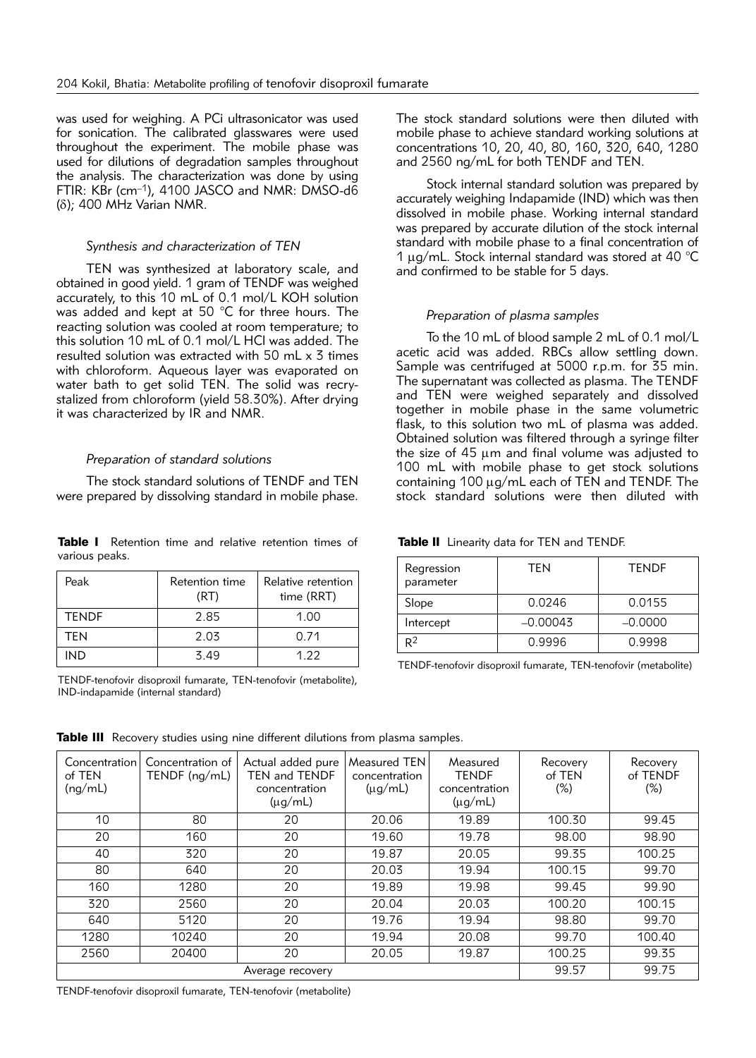was used for weighing. A PCi ultrasonicator was used for sonication. The calibrated glasswares were used throughout the experiment. The mobile phase was used for dilutions of degradation samples throughout the analysis. The characterization was done by using FTIR: KBr ($cm^{-1}$), 4100 JASCO and NMR: DMSO-d6 ($\delta$); 400 MHz Varian NMR.

### *Synthesis and characterization of TEN*

TEN was synthesized at laboratory scale, and obtained in good yield. 1 gram of TENDF was weighed accurately, to this 10 mL of 0.1 mol/L KOH solution was added and kept at 50 °C for three hours. The reacting solution was cooled at room temperature; to this solution 10 mL of 0.1 mol/L HCl was added. The resulted solution was extracted with 50 mL x 3 times with chloroform. Aqueous layer was evaporated on water bath to get solid TEN. The solid was recrystalized from chloroform (yield 58.30%). After drying it was characterized by IR and NMR.

### *Preparation of standard solutions*

The stock standard solutions of TENDF and TEN were prepared by dissolving standard in mobile phase. The stock standard solutions were then diluted with mobile phase to achieve standard working solutions at concentrations 10, 20, 40, 80, 160, 320, 640, 1280 and 2560 ng/mL for both TENDF and TEN.

Stock internal standard solution was prepared by accurately weighing Indapamide (IND) which was then dissolved in mobile phase. Working internal standard was prepared by accurate dilution of the stock internal standard with mobile phase to a final concentration of 1 µg/mL. Stock internal standard was stored at 40 °C and confirmed to be stable for 5 days.

### *Preparation of plasma samples*

To the 10 mL of blood sample 2 mL of 0.1 mol/L acetic acid was added. RBCs allow settling down. Sample was centrifuged at 5000 r.p.m. for 35 min. The supernatant was collected as plasma. The TENDF and TEN were weighed separately and dissolved together in mobile phase in the same volumetric flask, to this solution two mL of plasma was added. Obtained solution was filtered through a syringe filter the size of 45 µm and final volume was adjusted to 100 mL with mobile phase to get stock solutions containing 100 µg/mL each of TEN and TENDF. The stock standard solutions were then diluted with

**Table I** Retention time and relative retention times of various peaks.

| Peak | Retention time (RT) | Relative retention time (RRT) |
|---|---|---|
| TENDF | 2.85 | 1.00 |
| TEN | 2.03 | 0.71 |
| IND | 3.49 | 1.22 |

TENDF-tenofovir disoproxil fumarate, TEN-tenofovir (metabolite), IND-indapamide (internal standard)

**Table II** Linearity data for TEN and TENDF.

| Regression parameter | TEN | TENDF |
|---|---|---|
| Slope | 0.0246 | 0.0155 |
| Intercept | –0.00043 | –0.0000 |
| $R^2$ | 0.9996 | 0.9998 |

TENDF-tenofovir disoproxil fumarate, TEN-tenofovir (metabolite)

**Table III** Recovery studies using nine different dilutions from plasma samples.

| Concentration of TEN (ng/mL) | Concentration of TENDF (ng/mL) | Actual added pure TEN and TENDF concentration (µg/mL) | Measured TEN concentration (µg/mL) | Measured TENDF concentration (µg/mL) | Recovery of TEN (%) | Recovery of TENDF (%) |
|---|---|---|---|---|---|---|
| 10 | 80 | 20 | 20.06 | 19.89 | 100.30 | 99.45 |
| 20 | 160 | 20 | 19.60 | 19.78 | 98.00 | 98.90 |
| 40 | 320 | 20 | 19.87 | 20.05 | 99.35 | 100.25 |
| 80 | 640 | 20 | 20.03 | 19.94 | 100.15 | 99.70 |
| 160 | 1280 | 20 | 19.89 | 19.98 | 99.45 | 99.90 |
| 320 | 2560 | 20 | 20.04 | 20.03 | 100.20 | 100.15 |
| 640 | 5120 | 20 | 19.76 | 19.94 | 98.80 | 99.70 |
| 1280 | 10240 | 20 | 19.94 | 20.08 | 99.70 | 100.40 |
| 2560 | 20400 | 20 | 20.05 | 19.87 | 100.25 | 99.35 |
| Average recovery | | | | | 99.57 | 99.75 |

TENDF-tenofovir disoproxil fumarate, TEN-tenofovir (metabolite)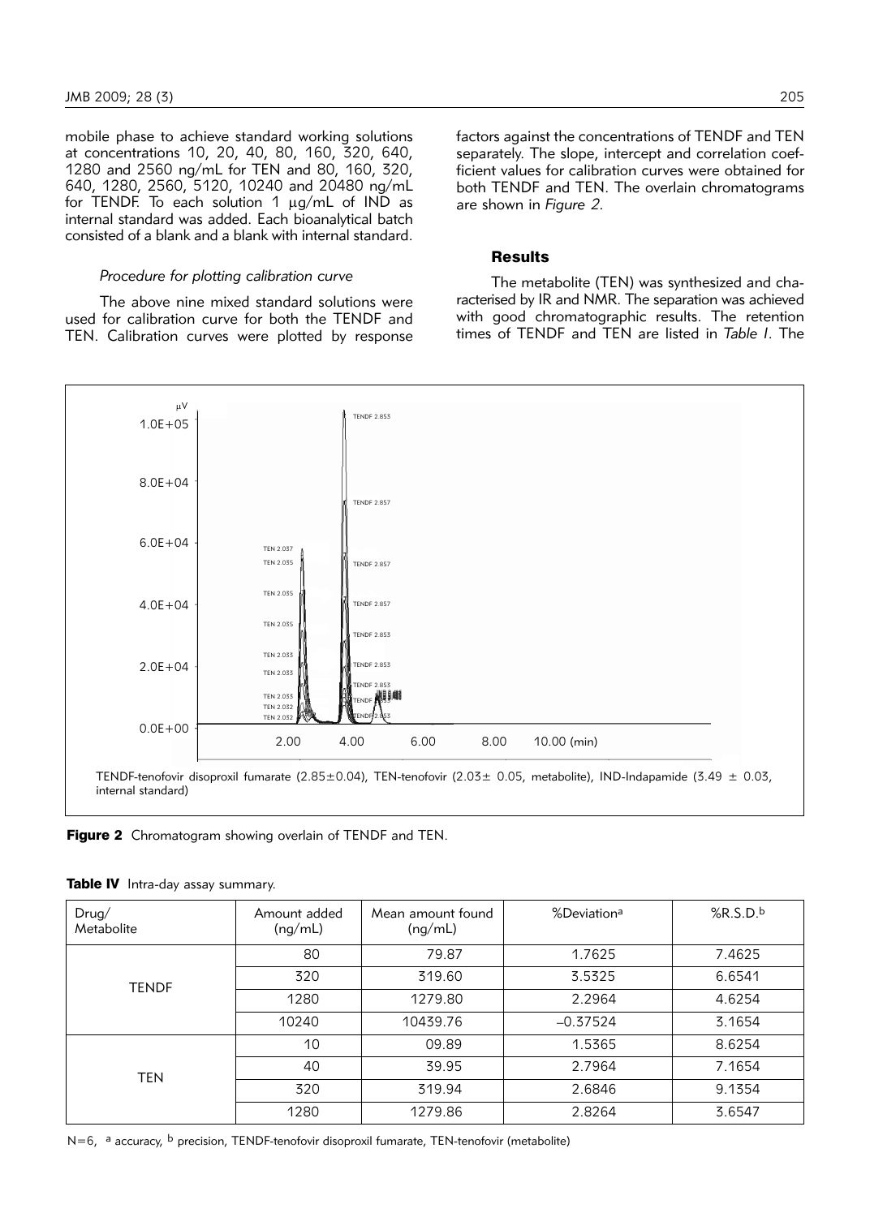mobile phase to achieve standard working solutions at concentrations 10, 20, 40, 80, 160, 320, 640, 1280 and 2560 ng/mL for TEN and 80, 160, 320, 640, 1280, 2560, 5120, 10240 and 20480 ng/mL for TENDF. To each solution 1 μg/mL of IND as internal standard was added. Each bioanalytical batch consisted of a blank and a blank with internal standard.

### *Procedure for plotting calibration curve*

The above nine mixed standard solutions were used for calibration curve for both the TENDF and TEN. Calibration curves were plotted by response factors against the concentrations of TENDF and TEN separately. The slope, intercept and correlation coefficient values for calibration curves were obtained for both TENDF and TEN. The overlain chromatograms are shown in *Figure 2*.

## Results

The metabolite (TEN) was synthesized and characterised by IR and NMR. The separation was achieved with good chromatographic results. The retention times of TENDF and TEN are listed in *Table I*. The

TENDF-tenofovir disoproxil fumarate (2.85±0.04), TEN-tenofovir (2.03± 0.05, metabolite), IND-Indapamide (3.49 ± 0.03, internal standard)

**Figure 2** Chromatogram showing overlain of TENDF and TEN.

**Table IV** Intra-day assay summary.

| Drug/ Metabolite | Amount added (ng/mL) | Mean amount found (ng/mL) | %Deviation[a] | %R.S.D.[b] |
|---|---|---|---|---|
| TENDF | 80 | 79.87 | 1.7625 | 7.4625 |
| | 320 | 319.60 | 3.5325 | 6.6541 |
| | 1280 | 1279.80 | 2.2964 | 4.6254 |
| | 10240 | 10439.76 | –0.37524 | 3.1654 |
| TEN | 10 | 09.89 | 1.5365 | 8.6254 |
| | 40 | 39.95 | 2.7964 | 7.1654 |
| | 320 | 319.94 | 2.6846 | 9.1354 |
| | 1280 | 1279.86 | 2.8264 | 3.6547 |

N=6, [a] accuracy, [b] precision, TENDF-tenofovir disoproxil fumarate, TEN-tenofovir (metabolite)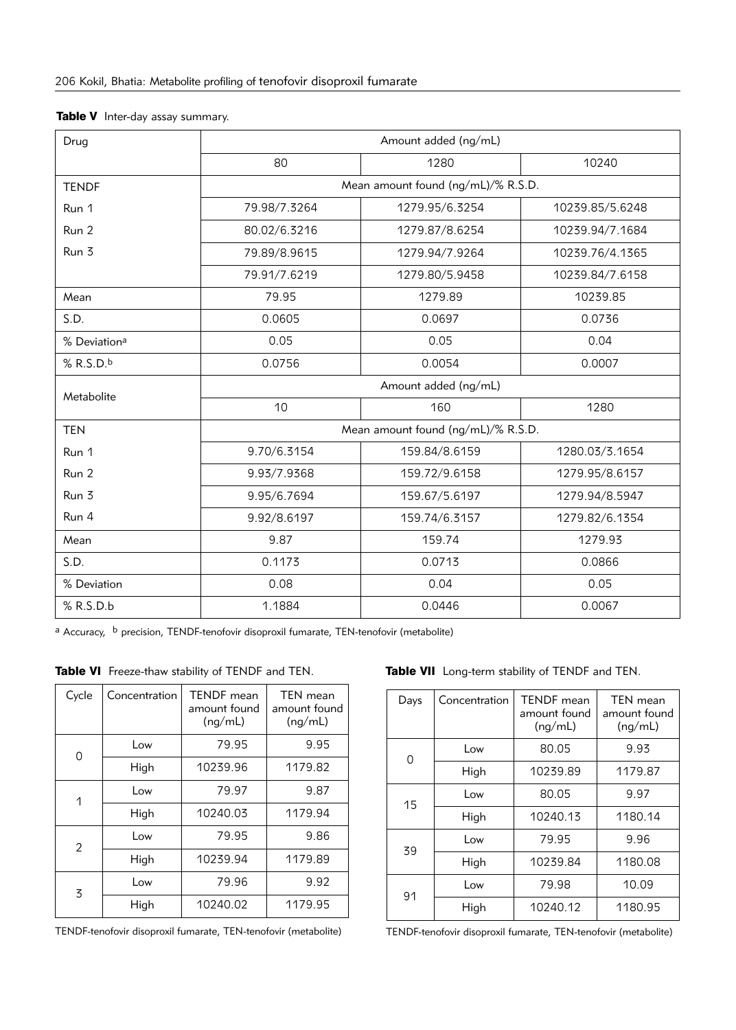**Table V** Inter-day assay summary.

| Drug | Amount added (ng/mL) | | |
|---|---|---|---|
| | 80 | 1280 | 10240 |
| TENDF | Mean amount found (ng/mL)/% R.S.D. | | |
| Run 1 | 79.98/7.3264 | 1279.95/6.3254 | 10239.85/5.6248 |
| Run 2 | 80.02/6.3216 | 1279.87/8.6254 | 10239.94/7.1684 |
| Run 3 | 79.89/8.9615 | 1279.94/7.9264 | 10239.76/4.1365 |
| | 79.91/7.6219 | 1279.80/5.9458 | 10239.84/7.6158 |
| Mean | 79.95 | 1279.89 | 10239.85 |
| S.D. | 0.0605 | 0.0697 | 0.0736 |
| % Deviation[a] | 0.05 | 0.05 | 0.04 |
| % R.S.D.[b] | 0.0756 | 0.0054 | 0.0007 |
| Metabolite | Amount added (ng/mL) | | |
| | 10 | 160 | 1280 |
| TEN | Mean amount found (ng/mL)/% R.S.D. | | |
| Run 1 | 9.70/6.3154 | 159.84/8.6159 | 1280.03/3.1654 |
| Run 2 | 9.93/7.9368 | 159.72/9.6158 | 1279.95/8.6157 |
| Run 3 | 9.95/6.7694 | 159.67/5.6197 | 1279.94/8.5947 |
| Run 4 | 9.92/8.6197 | 159.74/6.3157 | 1279.82/6.1354 |
| Mean | 9.87 | 159.74 | 1279.93 |
| S.D. | 0.1173 | 0.0713 | 0.0866 |
| % Deviation | 0.08 | 0.04 | 0.05 |
| % R.S.D.b | 1.1884 | 0.0446 | 0.0067 |

[a] Accuracy, [b] precision, TENDF-tenofovir disoproxil fumarate, TEN-tenofovir (metabolite)

**Table VI** Freeze-thaw stability of TENDF and TEN.

| Cycle | Concentration | TENDF mean amount found (ng/mL) | TEN mean amount found (ng/mL) |
|---|---|---|---|
| 0 | Low | 79.95 | 9.95 |
| | High | 10239.96 | 1179.82 |
| 1 | Low | 79.97 | 9.87 |
| | High | 10240.03 | 1179.94 |
| 2 | Low | 79.95 | 9.86 |
| | High | 10239.94 | 1179.89 |
| 3 | Low | 79.96 | 9.92 |
| | High | 10240.02 | 1179.95 |

TENDF-tenofovir disoproxil fumarate, TEN-tenofovir (metabolite)

**Table VII** Long-term stability of TENDF and TEN.

| Days | Concentration | TENDF mean amount found (ng/mL) | TEN mean amount found (ng/mL) |
|---|---|---|---|
| 0 | Low | 80.05 | 9.93 |
| | High | 10239.89 | 1179.87 |
| 15 | Low | 80.05 | 9.97 |
| | High | 10240.13 | 1180.14 |
| 39 | Low | 79.95 | 9.96 |
| | High | 10239.84 | 1180.08 |
| 91 | Low | 79.98 | 10.09 |
| | High | 10240.12 | 1180.95 |

TENDF-tenofovir disoproxil fumarate, TEN-tenofovir (metabolite)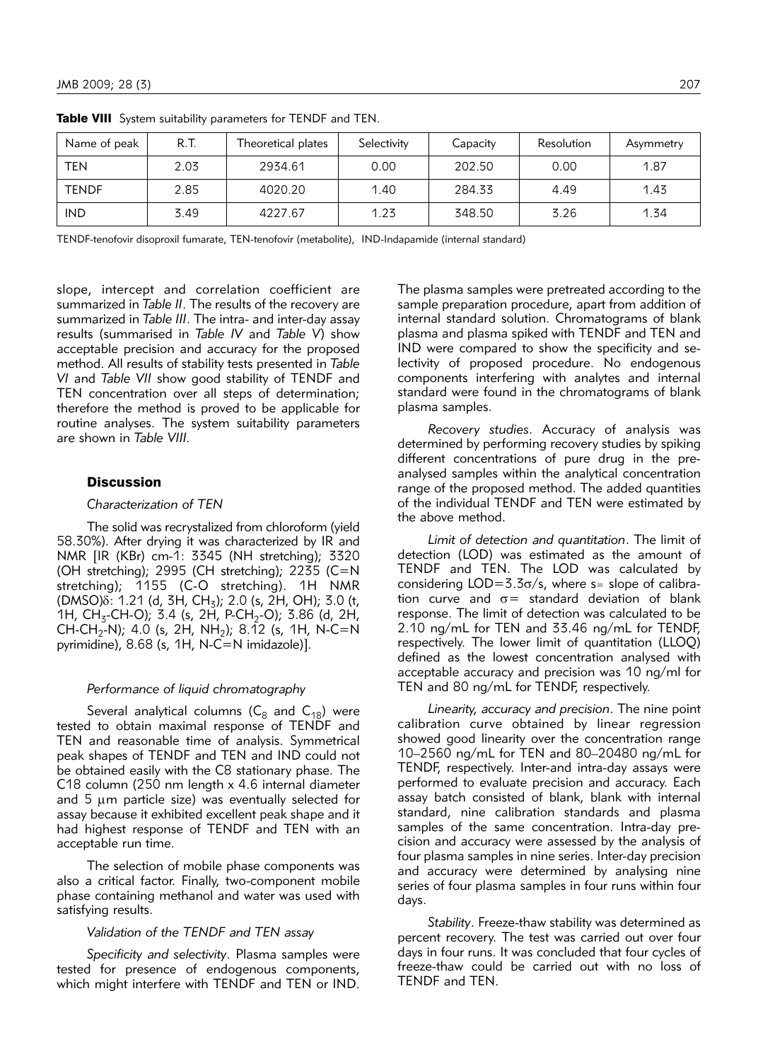**Table VIII** System suitability parameters for TENDF and TEN.

| Name of peak | R.T. | Theoretical plates | Selectivity | Capacity | Resolution | Asymmetry |
|---|---|---|---|---|---|---|
| TEN | 2.03 | 2934.61 | 0.00 | 202.50 | 0.00 | 1.87 |
| TENDF | 2.85 | 4020.20 | 1.40 | 284.33 | 4.49 | 1.43 |
| IND | 3.49 | 4227.67 | 1.23 | 348.50 | 3.26 | 1.34 |

TENDF-tenofovir disoproxil fumarate, TEN-tenofovir (metabolite), IND-Indapamide (internal standard)

slope, intercept and correlation coefficient are summarized in *Table II*. The results of the recovery are summarized in *Table III*. The intra- and inter-day assay results (summarised in *Table IV* and *Table V*) show acceptable precision and accuracy for the proposed method. All results of stability tests presented in *Table VI* and *Table VII* show good stability of TENDF and TEN concentration over all steps of determination; therefore the method is proved to be applicable for routine analyses. The system suitability parameters are shown in *Table VIII*.

## Discussion

*Characterization of TEN*

The solid was recrystalized from chloroform (yield 58.30%). After drying it was characterized by IR and NMR [IR (KBr) cm-1: 3345 (NH stretching); 3320 (OH stretching); 2995 (CH stretching); 2235 (C=N stretching); 1155 (C-O stretching). 1H NMR (DMSO)δ: 1.21 (d, 3H, $CH_3$); 2.0 (s, 2H, OH); 3.0 (t, 1H, $CH_3$-CH-O); 3.4 (s, 2H, P-$CH_2$-O); 3.86 (d, 2H, CH-$CH_2$-N); 4.0 (s, 2H, $NH_2$); 8.12 (s, 1H, N-C=N pyrimidine), 8.68 (s, 1H, N-C=N imidazole)].

*Performance of liquid chromatography*

Several analytical columns ($C_8$ and $C_{18}$) were tested to obtain maximal response of TENDF and TEN and reasonable time of analysis. Symmetrical peak shapes of TENDF and TEN and IND could not be obtained easily with the C8 stationary phase. The C18 column (250 nm length x 4.6 internal diameter and 5 μm particle size) was eventually selected for assay because it exhibited excellent peak shape and it had highest response of TENDF and TEN with an acceptable run time.

The selection of mobile phase components was also a critical factor. Finally, two-component mobile phase containing methanol and water was used with satisfying results.

*Validation of the TENDF and TEN assay*

*Specificity and selectivity*. Plasma samples were tested for presence of endogenous components, which might interfere with TENDF and TEN or IND. The plasma samples were pretreated according to the sample preparation procedure, apart from addition of internal standard solution. Chromatograms of blank plasma and plasma spiked with TENDF and TEN and IND were compared to show the specificity and selectivity of proposed procedure. No endogenous components interfering with analytes and internal standard were found in the chromatograms of blank plasma samples.

*Recovery studies*. Accuracy of analysis was determined by performing recovery studies by spiking different concentrations of pure drug in the pre-analysed samples within the analytical concentration range of the proposed method. The added quantities of the individual TENDF and TEN were estimated by the above method.

*Limit of detection and quantitation*. The limit of detection (LOD) was estimated as the amount of TENDF and TEN. The LOD was calculated by considering LOD=3.3σ/s, where s= slope of calibration curve and σ= standard deviation of blank response. The limit of detection was calculated to be 2.10 ng/mL for TEN and 33.46 ng/mL for TENDF, respectively. The lower limit of quantitation (LLOQ) defined as the lowest concentration analysed with acceptable accuracy and precision was 10 ng/ml for TEN and 80 ng/mL for TENDF, respectively.

*Linearity, accuracy and precision*. The nine point calibration curve obtained by linear regression showed good linearity over the concentration range 10–2560 ng/mL for TEN and 80–20480 ng/mL for TENDF, respectively. Inter-and intra-day assays were performed to evaluate precision and accuracy. Each assay batch consisted of blank, blank with internal standard, nine calibration standards and plasma samples of the same concentration. Intra-day precision and accuracy were assessed by the analysis of four plasma samples in nine series. Inter-day precision and accuracy were determined by analysing nine series of four plasma samples in four runs within four days.

*Stability*. Freeze-thaw stability was determined as percent recovery. The test was carried out over four days in four runs. It was concluded that four cycles of freeze-thaw could be carried out with no loss of TENDF and TEN.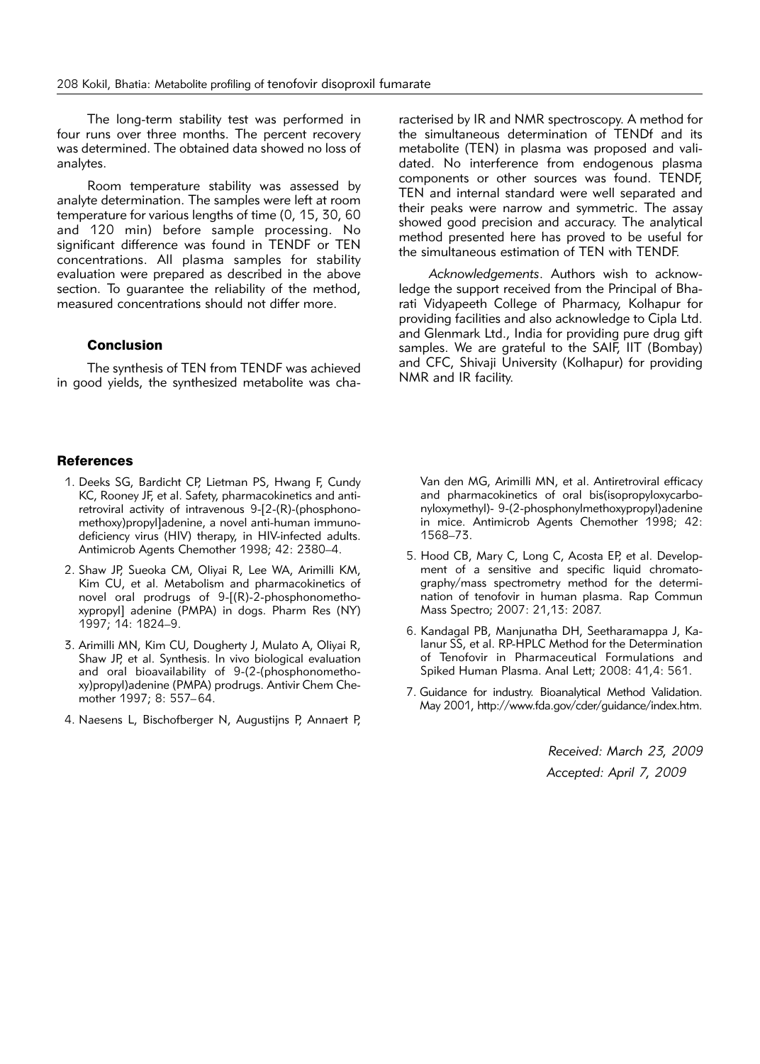The long-term stability test was performed in four runs over three months. The percent recovery was determined. The obtained data showed no loss of analytes.

Room temperature stability was assessed by analyte determination. The samples were left at room temperature for various lengths of time (0, 15, 30, 60 and 120 min) before sample processing. No significant difference was found in TENDF or TEN concentrations. All plasma samples for stability evaluation were prepared as described in the above section. To guarantee the reliability of the method, measured concentrations should not differ more.

## Conclusion

The synthesis of TEN from TENDF was achieved in good yields, the synthesized metabolite was characterised by IR and NMR spectroscopy. A method for the simultaneous determination of TENDf and its metabolite (TEN) in plasma was proposed and validated. No interference from endogenous plasma components or other sources was found. TENDF, TEN and internal standard were well separated and their peaks were narrow and symmetric. The assay showed good precision and accuracy. The analytical method presented here has proved to be useful for the simultaneous estimation of TEN with TENDF.

*Acknowledgements*. Authors wish to acknowledge the support received from the Principal of Bharati Vidyapeeth College of Pharmacy, Kolhapur for providing facilities and also acknowledge to Cipla Ltd. and Glenmark Ltd., India for providing pure drug gift samples. We are grateful to the SAIF, IIT (Bombay) and CFC, Shivaji University (Kolhapur) for providing NMR and IR facility.

## References

1. Deeks SG, Bardicht CP, Lietman PS, Hwang F, Cundy KC, Rooney JF, et al. Safety, pharmacokinetics and antiretroviral activity of intravenous 9-[2-(R)-(phosphonomethoxy)propyl]adenine, a novel anti-human immunodeficiency virus (HIV) therapy, in HIV-infected adults. Antimicrob Agents Chemother 1998; 42: 2380–4.
2. Shaw JP, Sueoka CM, Oliyai R, Lee WA, Arimilli KM, Kim CU, et al. Metabolism and pharmacokinetics of novel oral prodrugs of 9-[(R)-2-phosphonomethoxypropyl] adenine (PMPA) in dogs. Pharm Res (NY) 1997; 14: 1824–9.
3. Arimilli MN, Kim CU, Dougherty J, Mulato A, Oliyai R, Shaw JP, et al. Synthesis. In vivo biological evaluation and oral bioavailability of 9-(2-(phosphonomethoxy)propyl)adenine (PMPA) prodrugs. Antivir Chem Chemother 1997; 8: 557–64.
4. Naesens L, Bischofberger N, Augustijns P, Annaert P, Van den MG, Arimilli MN, et al. Antiretroviral efficacy and pharmacokinetics of oral bis(isopropyloxycarbonyloxymethyl)- 9-(2-phosphonylmethoxypropyl)adenine in mice. Antimicrob Agents Chemother 1998; 42: 1568–73.
5. Hood CB, Mary C, Long C, Acosta EP, et al. Development of a sensitive and specific liquid chromatography/mass spectrometry method for the determination of tenofovir in human plasma. Rap Commun Mass Spectro; 2007: 21,13: 2087.
6. Kandagal PB, Manjunatha DH, Seetharamappa J, Kalanur SS, et al. RP-HPLC Method for the Determination of Tenofovir in Pharmaceutical Formulations and Spiked Human Plasma. Anal Lett; 2008: 41,4: 561.
7. Guidance for industry. Bioanalytical Method Validation. May 2001, http://www.fda.gov/cder/guidance/index.htm.

*Received: March 23, 2009*
*Accepted: April 7, 2009*